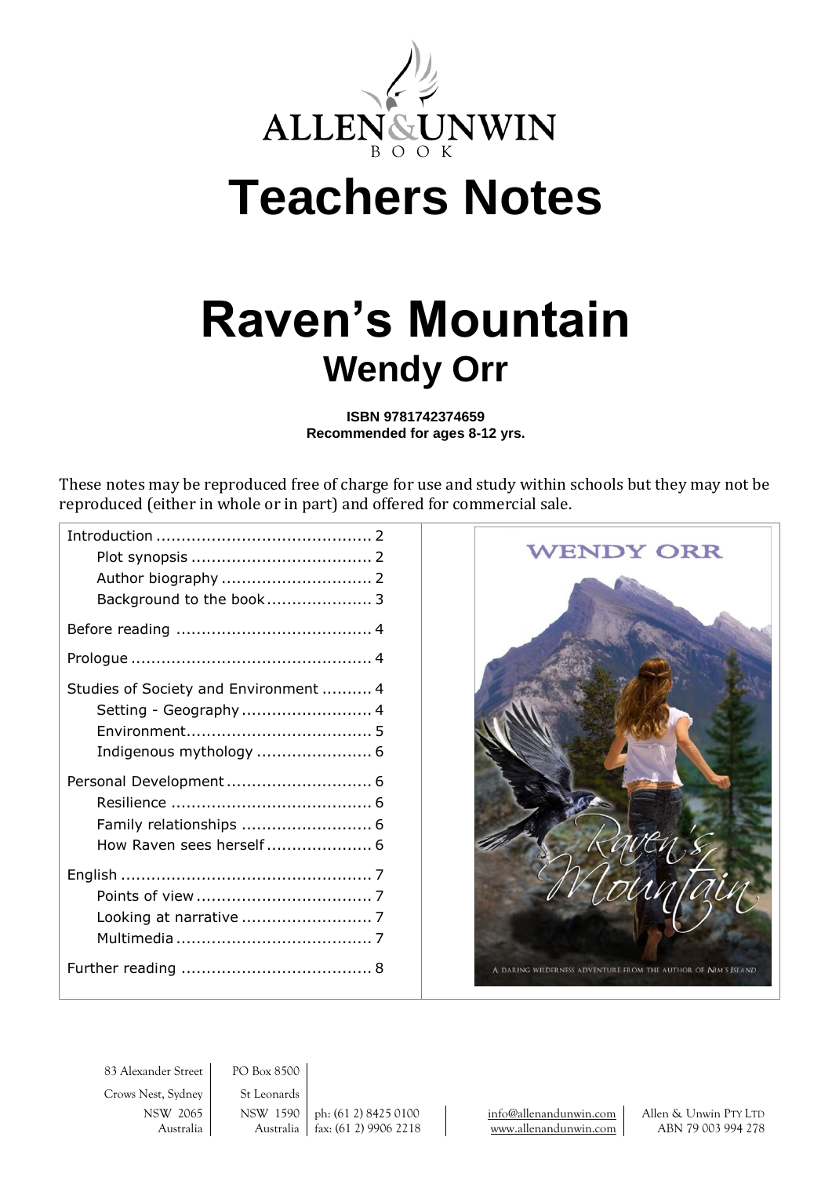ALLEN&UNWIN
BOOK

# Teachers Notes

# Raven's Mountain

## Wendy Orr

**ISBN 9781742374659**
**Recommended for ages 8-12 yrs.**

These notes may be reproduced free of charge for use and study within schools but they may not be reproduced (either in whole or in part) and offered for commercial sale.

- Introduction ........................................... 2
  - Plot synopsis .................................... 2
  - Author biography .............................. 2
  - Background to the book ..................... 3
- Before reading ....................................... 4
- Prologue ................................................ 4
- Studies of Society and Environment .......... 4
  - Setting - Geography .......................... 4
  - Environment...................................... 5
  - Indigenous mythology ....................... 6
- Personal Development ............................. 6
  - Resilience ........................................ 6
  - Family relationships .......................... 6
  - How Raven sees herself ..................... 6
- English ................................................. 7
  - Points of view ................................... 7
  - Looking at narrative .......................... 7
  - Multimedia ....................................... 7
- Further reading ...................................... 8

83 Alexander Street
Crows Nest, Sydney
NSW 2065
Australia

PO Box 8500
St Leonards
NSW 1590
Australia

ph: (61 2) 8425 0100
fax: (61 2) 9906 2218

info@allenandunwin.com
www.allenandunwin.com

Allen & Unwin PTY LTD
ABN 79 003 994 278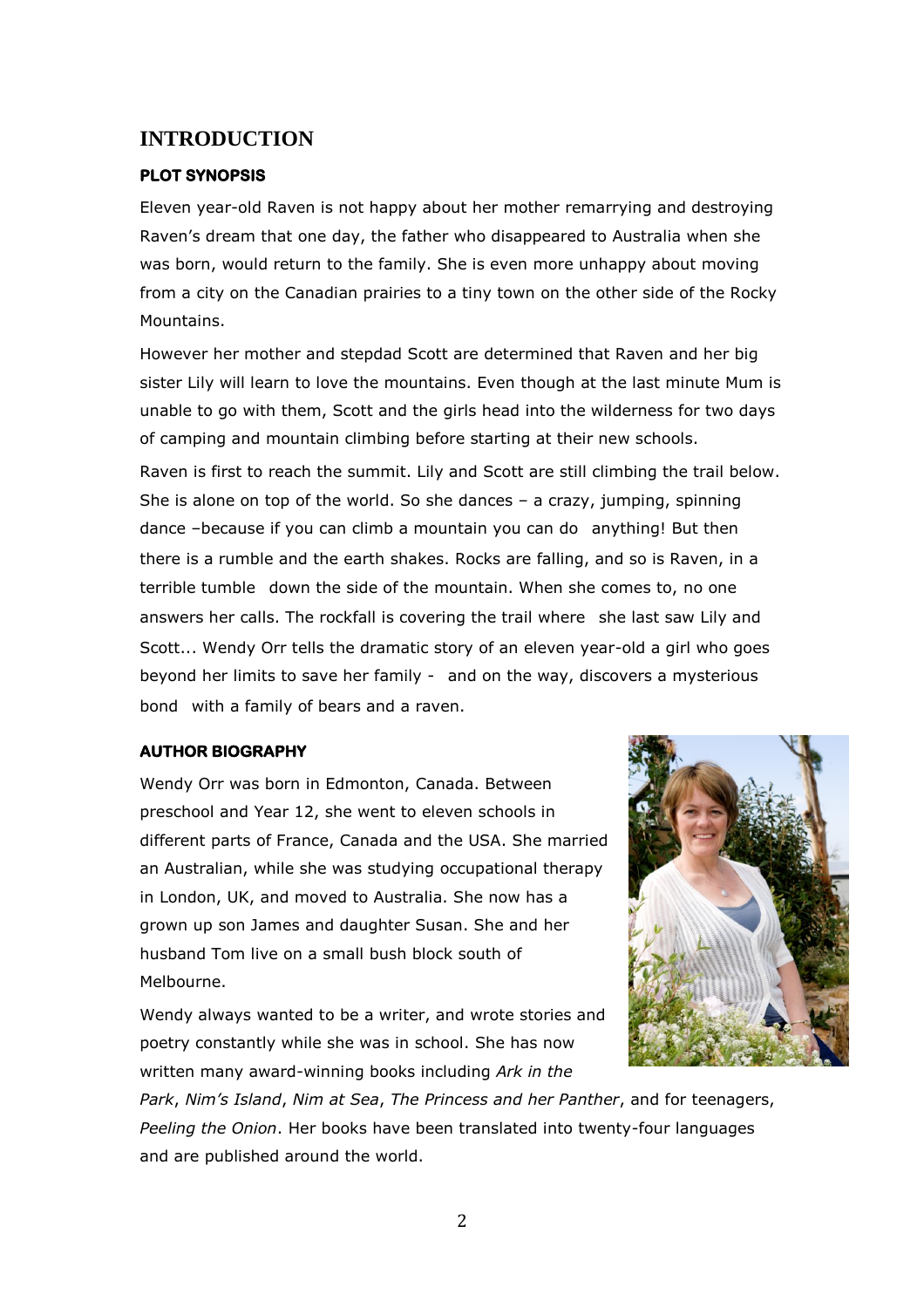# INTRODUCTION

## PLOT SYNOPSIS

Eleven year-old Raven is not happy about her mother remarrying and destroying Raven's dream that one day, the father who disappeared to Australia when she was born, would return to the family. She is even more unhappy about moving from a city on the Canadian prairies to a tiny town on the other side of the Rocky Mountains.

However her mother and stepdad Scott are determined that Raven and her big sister Lily will learn to love the mountains. Even though at the last minute Mum is unable to go with them, Scott and the girls head into the wilderness for two days of camping and mountain climbing before starting at their new schools.

Raven is first to reach the summit. Lily and Scott are still climbing the trail below. She is alone on top of the world. So she dances – a crazy, jumping, spinning dance –because if you can climb a mountain you can do anything! But then there is a rumble and the earth shakes. Rocks are falling, and so is Raven, in a terrible tumble down the side of the mountain. When she comes to, no one answers her calls. The rockfall is covering the trail where she last saw Lily and Scott... Wendy Orr tells the dramatic story of an eleven year-old a girl who goes beyond her limits to save her family - and on the way, discovers a mysterious bond with a family of bears and a raven.

## AUTHOR BIOGRAPHY

Wendy Orr was born in Edmonton, Canada. Between preschool and Year 12, she went to eleven schools in different parts of France, Canada and the USA. She married an Australian, while she was studying occupational therapy in London, UK, and moved to Australia. She now has a grown up son James and daughter Susan. She and her husband Tom live on a small bush block south of Melbourne.

Wendy always wanted to be a writer, and wrote stories and poetry constantly while she was in school. She has now written many award-winning books including *Ark in the Park*, *Nim's Island*, *Nim at Sea*, *The Princess and her Panther*, and for teenagers, *Peeling the Onion*. Her books have been translated into twenty-four languages and are published around the world.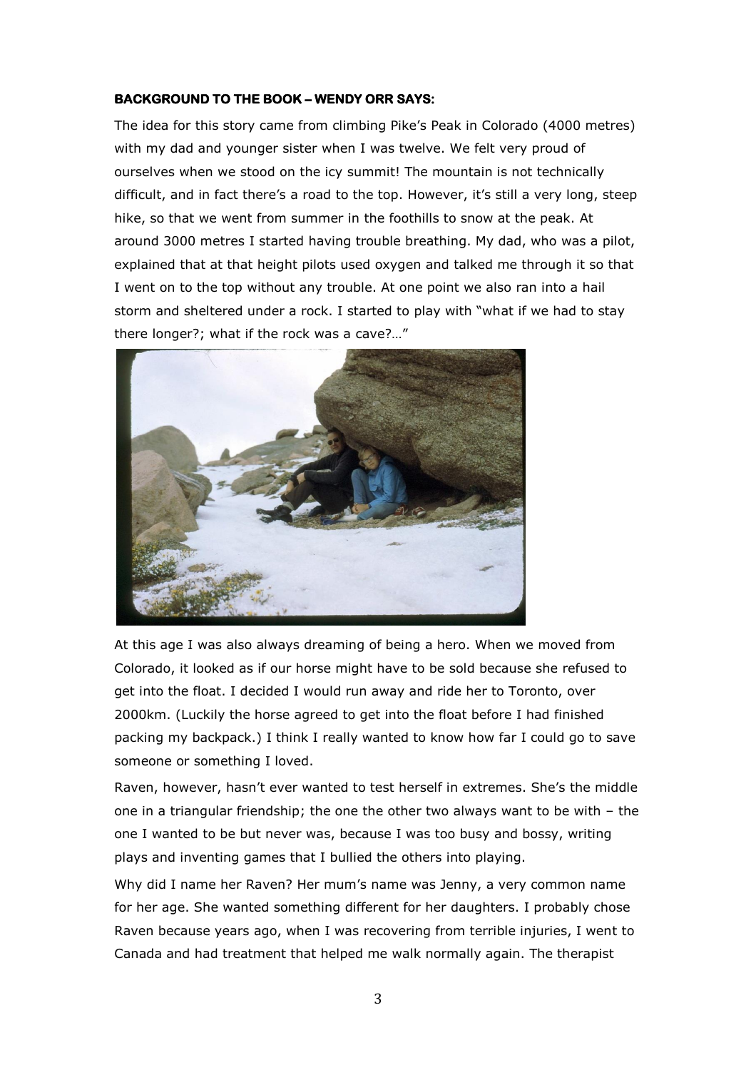**BACKGROUND TO THE BOOK – WENDY ORR SAYS:**

The idea for this story came from climbing Pike's Peak in Colorado (4000 metres) with my dad and younger sister when I was twelve. We felt very proud of ourselves when we stood on the icy summit! The mountain is not technically difficult, and in fact there's a road to the top. However, it's still a very long, steep hike, so that we went from summer in the foothills to snow at the peak. At around 3000 metres I started having trouble breathing. My dad, who was a pilot, explained that at that height pilots used oxygen and talked me through it so that I went on to the top without any trouble. At one point we also ran into a hail storm and sheltered under a rock. I started to play with "what if we had to stay there longer?; what if the rock was a cave?…"

At this age I was also always dreaming of being a hero. When we moved from Colorado, it looked as if our horse might have to be sold because she refused to get into the float. I decided I would run away and ride her to Toronto, over 2000km. (Luckily the horse agreed to get into the float before I had finished packing my backpack.) I think I really wanted to know how far I could go to save someone or something I loved.

Raven, however, hasn't ever wanted to test herself in extremes. She's the middle one in a triangular friendship; the one the other two always want to be with – the one I wanted to be but never was, because I was too busy and bossy, writing plays and inventing games that I bullied the others into playing.

Why did I name her Raven? Her mum's name was Jenny, a very common name for her age. She wanted something different for her daughters. I probably chose Raven because years ago, when I was recovering from terrible injuries, I went to Canada and had treatment that helped me walk normally again. The therapist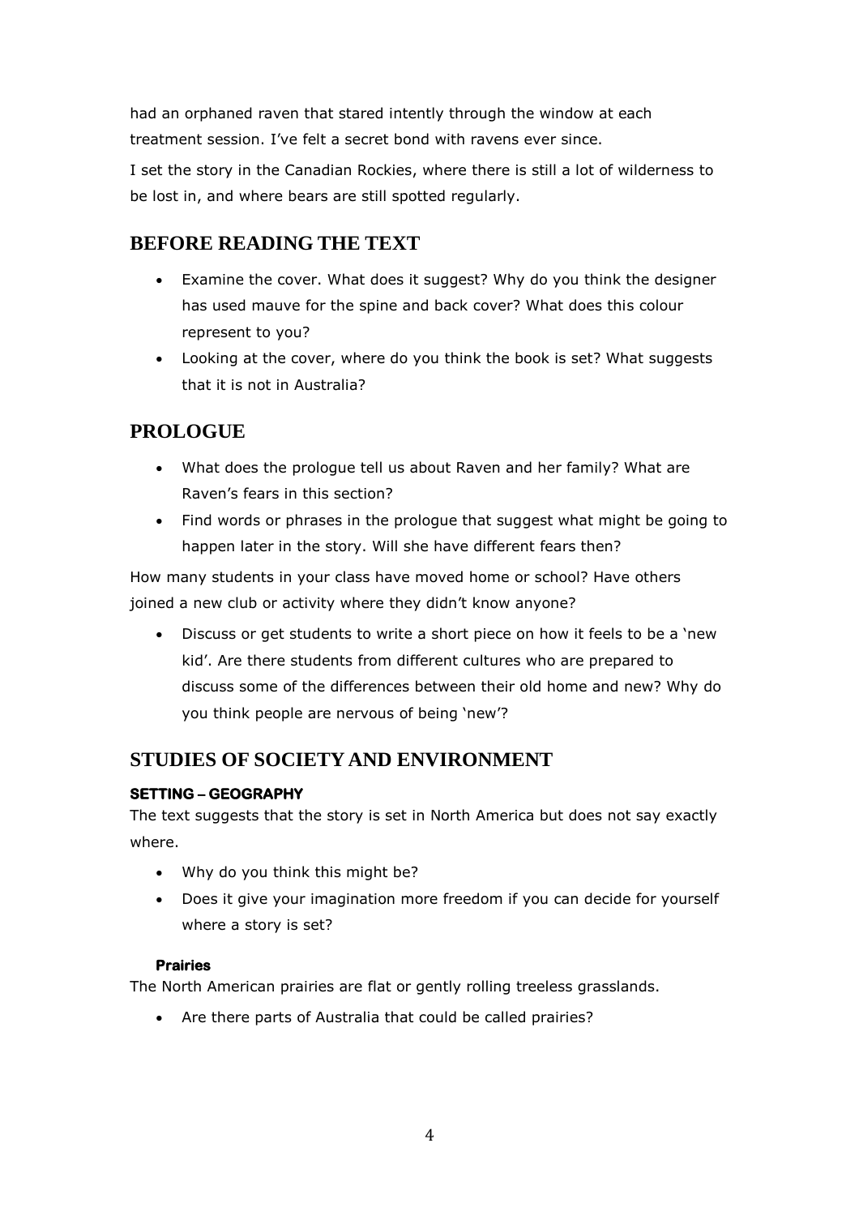had an orphaned raven that stared intently through the window at each treatment session. I've felt a secret bond with ravens ever since.

I set the story in the Canadian Rockies, where there is still a lot of wilderness to be lost in, and where bears are still spotted regularly.

## BEFORE READING THE TEXT

- Examine the cover. What does it suggest? Why do you think the designer has used mauve for the spine and back cover? What does this colour represent to you?
- Looking at the cover, where do you think the book is set? What suggests that it is not in Australia?

## PROLOGUE

- What does the prologue tell us about Raven and her family? What are Raven's fears in this section?
- Find words or phrases in the prologue that suggest what might be going to happen later in the story. Will she have different fears then?

How many students in your class have moved home or school? Have others joined a new club or activity where they didn't know anyone?

- Discuss or get students to write a short piece on how it feels to be a 'new kid'. Are there students from different cultures who are prepared to discuss some of the differences between their old home and new? Why do you think people are nervous of being 'new'?

## STUDIES OF SOCIETY AND ENVIRONMENT

### SETTING – GEOGRAPHY

The text suggests that the story is set in North America but does not say exactly where.

- Why do you think this might be?
- Does it give your imagination more freedom if you can decide for yourself where a story is set?

#### Prairies

The North American prairies are flat or gently rolling treeless grasslands.

- Are there parts of Australia that could be called prairies?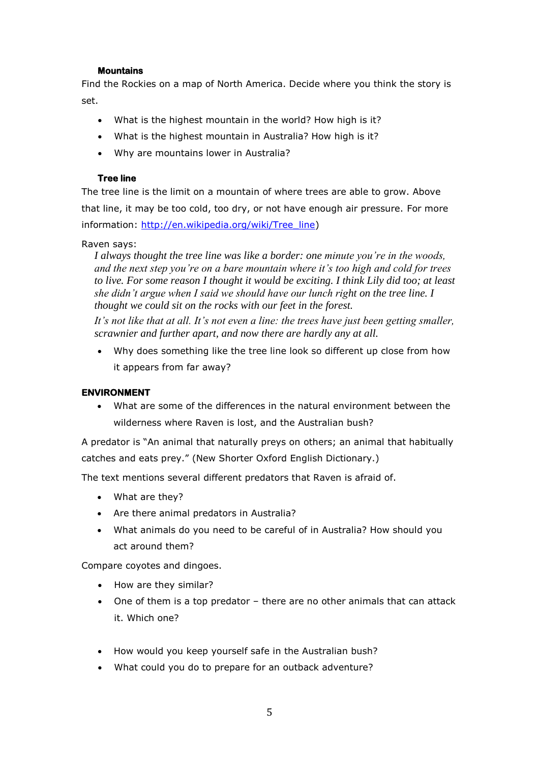### Mountains

Find the Rockies on a map of North America. Decide where you think the story is set.

- What is the highest mountain in the world? How high is it?
- What is the highest mountain in Australia? How high is it?
- Why are mountains lower in Australia?

### Tree line

The tree line is the limit on a mountain of where trees are able to grow. Above that line, it may be too cold, too dry, or not have enough air pressure. For more information: http://en.wikipedia.org/wiki/Tree_line)

Raven says:

> *I always thought the tree line was like a border: one minute you're in the woods, and the next step you're on a bare mountain where it's too high and cold for trees to live. For some reason I thought it would be exciting. I think Lily did too; at least she didn't argue when I said we should have our lunch right on the tree line. I thought we could sit on the rocks with our feet in the forest.*
>
> *It's not like that at all. It's not even a line: the trees have just been getting smaller, scrawnier and further apart, and now there are hardly any at all.*

- Why does something like the tree line look so different up close from how it appears from far away?

## ENVIRONMENT

- What are some of the differences in the natural environment between the wilderness where Raven is lost, and the Australian bush?

A predator is "An animal that naturally preys on others; an animal that habitually catches and eats prey." (New Shorter Oxford English Dictionary.)

The text mentions several different predators that Raven is afraid of.

- What are they?
- Are there animal predators in Australia?
- What animals do you need to be careful of in Australia? How should you act around them?

Compare coyotes and dingoes.

- How are they similar?
- One of them is a top predator – there are no other animals that can attack it. Which one?

- How would you keep yourself safe in the Australian bush?
- What could you do to prepare for an outback adventure?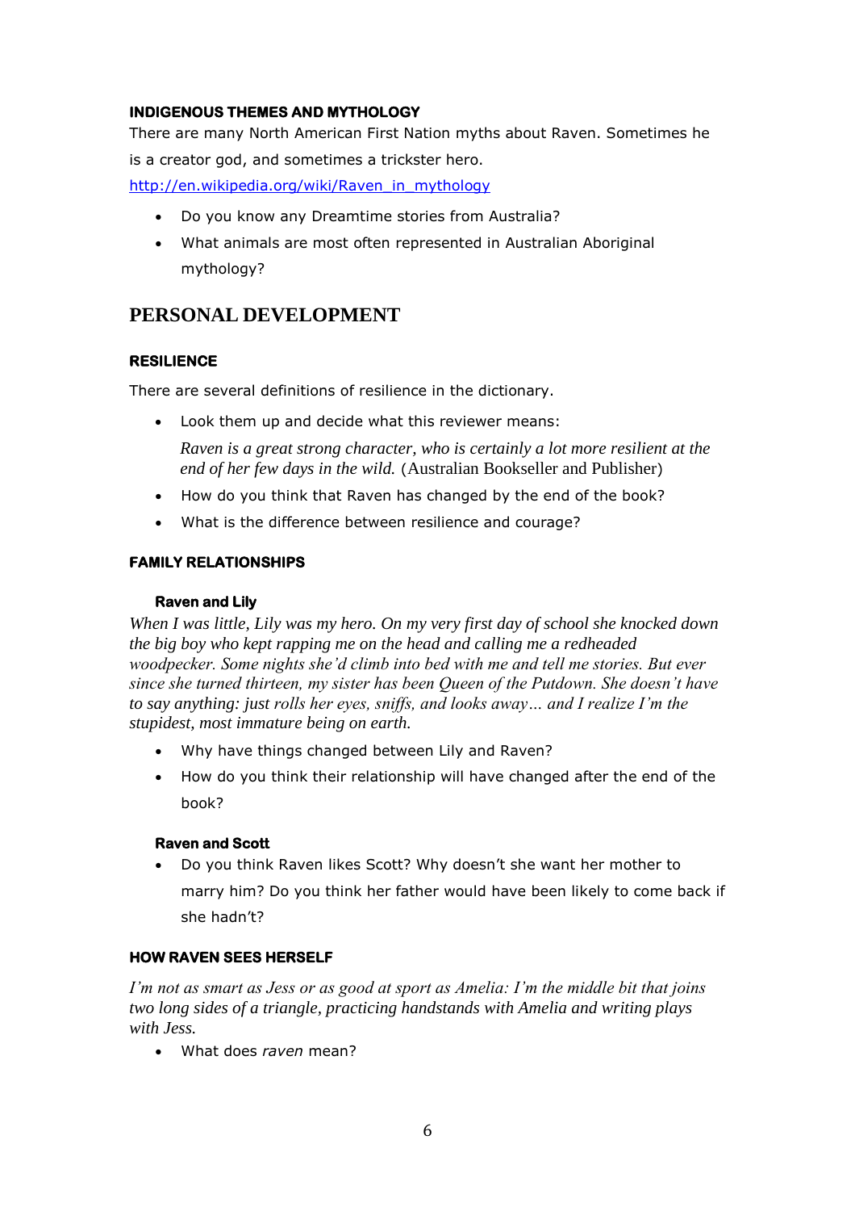**INDIGENOUS THEMES AND MYTHOLOGY**

There are many North American First Nation myths about Raven. Sometimes he is a creator god, and sometimes a trickster hero.

http://en.wikipedia.org/wiki/Raven_in_mythology

- Do you know any Dreamtime stories from Australia?
- What animals are most often represented in Australian Aboriginal mythology?

## PERSONAL DEVELOPMENT

**RESILIENCE**

There are several definitions of resilience in the dictionary.

- Look them up and decide what this reviewer means:

  *Raven is a great strong character, who is certainly a lot more resilient at the end of her few days in the wild.* (Australian Bookseller and Publisher)

- How do you think that Raven has changed by the end of the book?
- What is the difference between resilience and courage?

**FAMILY RELATIONSHIPS**

**Raven and Lily**

*When I was little, Lily was my hero. On my very first day of school she knocked down the big boy who kept rapping me on the head and calling me a redheaded woodpecker. Some nights she'd climb into bed with me and tell me stories. But ever since she turned thirteen, my sister has been Queen of the Putdown. She doesn't have to say anything: just rolls her eyes, sniffs, and looks away… and I realize I'm the stupidest, most immature being on earth.*

- Why have things changed between Lily and Raven?
- How do you think their relationship will have changed after the end of the book?

**Raven and Scott**

- Do you think Raven likes Scott? Why doesn't she want her mother to marry him? Do you think her father would have been likely to come back if she hadn't?

**HOW RAVEN SEES HERSELF**

*I'm not as smart as Jess or as good at sport as Amelia: I'm the middle bit that joins two long sides of a triangle, practicing handstands with Amelia and writing plays with Jess.*

- What does *raven* mean?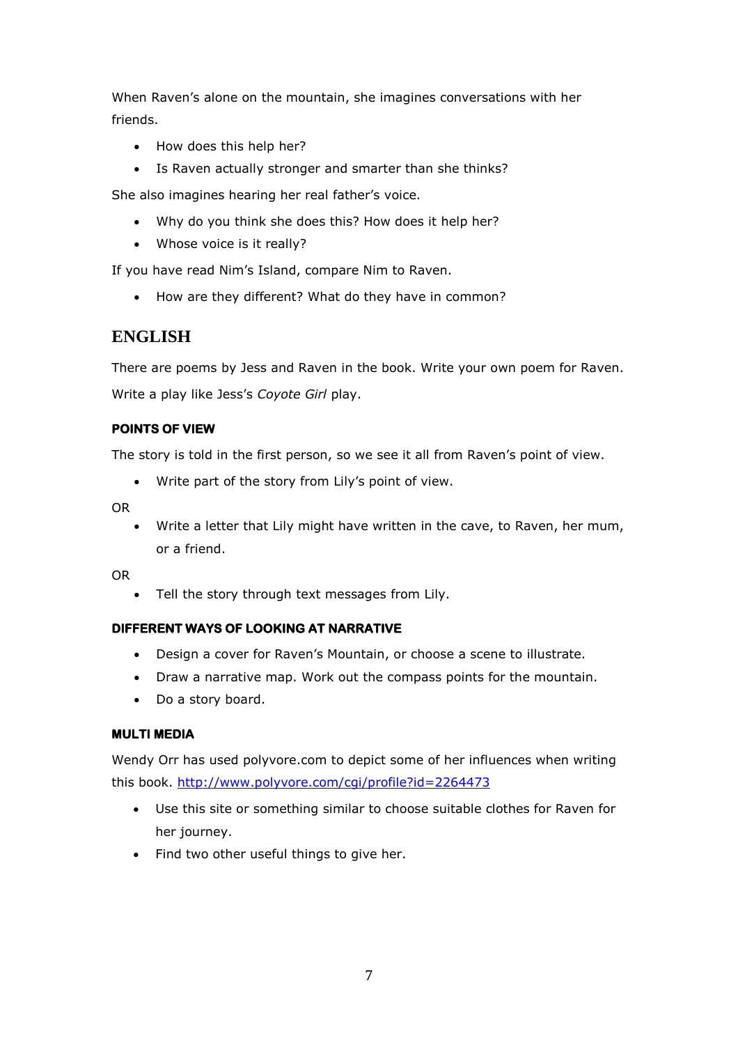When Raven's alone on the mountain, she imagines conversations with her friends.

- How does this help her?
- Is Raven actually stronger and smarter than she thinks?

She also imagines hearing her real father's voice.

- Why do you think she does this? How does it help her?
- Whose voice is it really?

If you have read Nim's Island, compare Nim to Raven.

- How are they different? What do they have in common?

## ENGLISH

There are poems by Jess and Raven in the book. Write your own poem for Raven.

Write a play like Jess's *Coyote Girl* play.

### POINTS OF VIEW

The story is told in the first person, so we see it all from Raven's point of view.

- Write part of the story from Lily's point of view.

OR

- Write a letter that Lily might have written in the cave, to Raven, her mum, or a friend.

OR

- Tell the story through text messages from Lily.

### DIFFERENT WAYS OF LOOKING AT NARRATIVE

- Design a cover for Raven's Mountain, or choose a scene to illustrate.
- Draw a narrative map. Work out the compass points for the mountain.
- Do a story board.

### MULTI MEDIA

Wendy Orr has used polyvore.com to depict some of her influences when writing this book. http://www.polyvore.com/cgi/profile?id=2264473

- Use this site or something similar to choose suitable clothes for Raven for her journey.
- Find two other useful things to give her.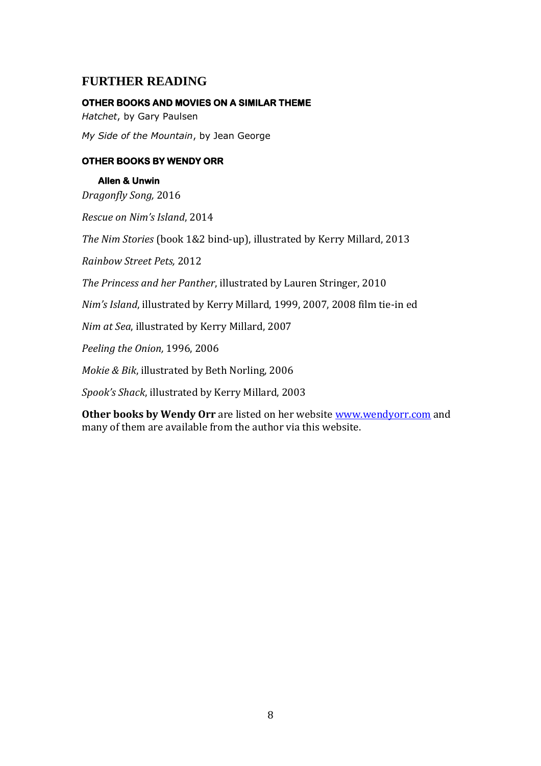## FURTHER READING

### OTHER BOOKS AND MOVIES ON A SIMILAR THEME

*Hatchet*, by Gary Paulsen

*My Side of the Mountain*, by Jean George

### OTHER BOOKS BY WENDY ORR

#### Allen & Unwin

*Dragonfly Song,* 2016

*Rescue on Nim's Island*, 2014

*The Nim Stories* (book 1&2 bind-up), illustrated by Kerry Millard, 2013

*Rainbow Street Pets,* 2012

*The Princess and her Panther*, illustrated by Lauren Stringer, 2010

*Nim's Island*, illustrated by Kerry Millard, 1999, 2007, 2008 film tie-in ed

*Nim at Sea*, illustrated by Kerry Millard, 2007

*Peeling the Onion,* 1996, 2006

*Mokie & Bik*, illustrated by Beth Norling, 2006

*Spook's Shack*, illustrated by Kerry Millard, 2003

**Other books by Wendy Orr** are listed on her website [www.wendyorr.com](http://www.wendyorr.com) and many of them are available from the author via this website.